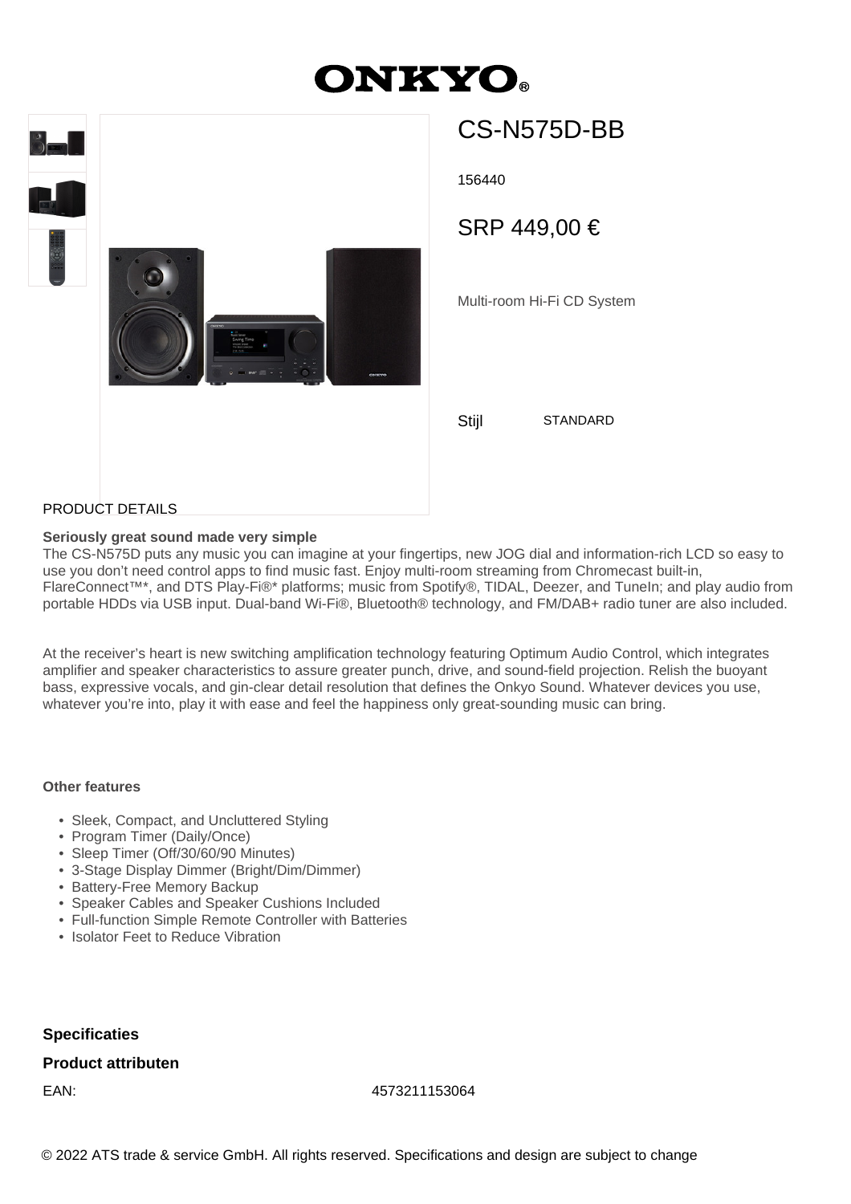ONKYO®

# CS-N575D-BB

156440

SRP 449,00 €

Multi-room Hi-Fi CD System

Stijl STANDARD

PRODUCT DETAILS

**Seriously great sound made very simple**

The CS-N575D puts any music you can imagine at your fingertips, new JOG dial and information-rich LCD so easy to use you don't need control apps to find music fast. Enjoy multi-room streaming from Chromecast built-in, FlareConnect™*, and DTS Play-Fi®* platforms; music from Spotify®, TIDAL, Deezer, and TuneIn; and play audio from portable HDDs via USB input. Dual-band Wi-Fi®, Bluetooth® technology, and FM/DAB+ radio tuner are also included.

At the receiver's heart is new switching amplification technology featuring Optimum Audio Control, which integrates amplifier and speaker characteristics to assure greater punch, drive, and sound-field projection. Relish the buoyant bass, expressive vocals, and gin-clear detail resolution that defines the Onkyo Sound. Whatever devices you use, whatever you're into, play it with ease and feel the happiness only great-sounding music can bring.

**Other features**

- Sleek, Compact, and Uncluttered Styling
- Program Timer (Daily/Once)
- Sleep Timer (Off/30/60/90 Minutes)
- 3-Stage Display Dimmer (Bright/Dim/Dimmer)
- Battery-Free Memory Backup
- Speaker Cables and Speaker Cushions Included
- Full-function Simple Remote Controller with Batteries
- Isolator Feet to Reduce Vibration

## Specificaties

### Product attributen

| | |
|---|---|
| EAN: | 4573211153064 |

© 2022 ATS trade & service GmbH. All rights reserved. Specifications and design are subject to change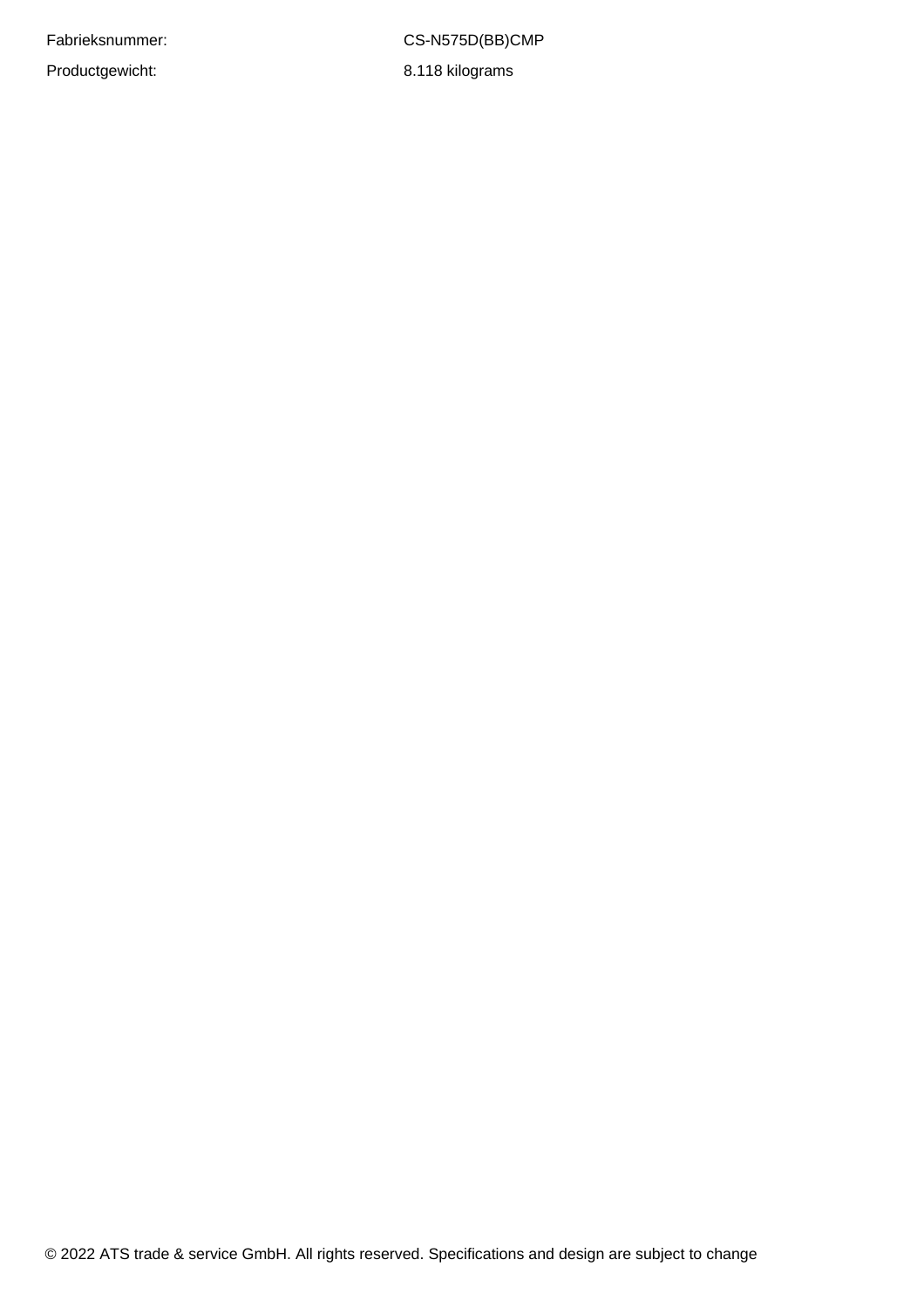| | |
| --- | --- |
| Fabrieksnummer: | CS-N575D(BB)CMP |
| Productgewicht: | 8.118 kilograms |

© 2022 ATS trade & service GmbH. All rights reserved. Specifications and design are subject to change